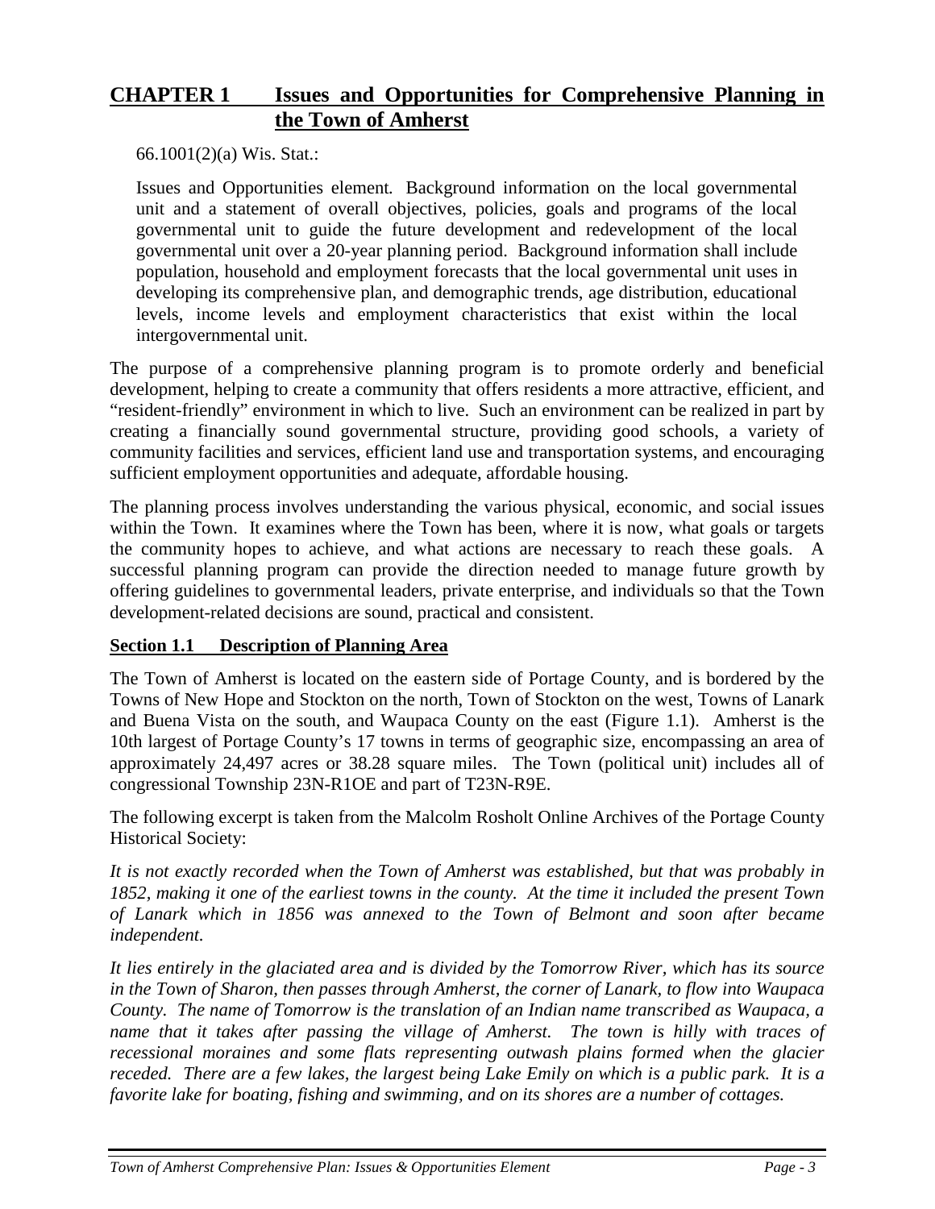# CHAPTER 1 Issues and Opportunities for Comprehensive Planning in the Town of Amherst

66.1001(2)(a) Wis. Stat.:

Issues and Opportunities element. Background information on the local governmental unit and a statement of overall objectives, policies, goals and programs of the local governmental unit to guide the future development and redevelopment of the local governmental unit over a 20-year planning period. Background information shall include population, household and employment forecasts that the local governmental unit uses in developing its comprehensive plan, and demographic trends, age distribution, educational levels, income levels and employment characteristics that exist within the local intergovernmental unit.

The purpose of a comprehensive planning program is to promote orderly and beneficial development, helping to create a community that offers residents a more attractive, efficient, and "resident-friendly" environment in which to live. Such an environment can be realized in part by creating a financially sound governmental structure, providing good schools, a variety of community facilities and services, efficient land use and transportation systems, and encouraging sufficient employment opportunities and adequate, affordable housing.

The planning process involves understanding the various physical, economic, and social issues within the Town. It examines where the Town has been, where it is now, what goals or targets the community hopes to achieve, and what actions are necessary to reach these goals. A successful planning program can provide the direction needed to manage future growth by offering guidelines to governmental leaders, private enterprise, and individuals so that the Town development-related decisions are sound, practical and consistent.

## Section 1.1 Description of Planning Area

The Town of Amherst is located on the eastern side of Portage County, and is bordered by the Towns of New Hope and Stockton on the north, Town of Stockton on the west, Towns of Lanark and Buena Vista on the south, and Waupaca County on the east (Figure 1.1). Amherst is the 10th largest of Portage County's 17 towns in terms of geographic size, encompassing an area of approximately 24,497 acres or 38.28 square miles. The Town (political unit) includes all of congressional Township 23N-R1OE and part of T23N-R9E.

The following excerpt is taken from the Malcolm Rosholt Online Archives of the Portage County Historical Society:

*It is not exactly recorded when the Town of Amherst was established, but that was probably in 1852, making it one of the earliest towns in the county. At the time it included the present Town of Lanark which in 1856 was annexed to the Town of Belmont and soon after became independent.*

*It lies entirely in the glaciated area and is divided by the Tomorrow River, which has its source in the Town of Sharon, then passes through Amherst, the corner of Lanark, to flow into Waupaca County. The name of Tomorrow is the translation of an Indian name transcribed as Waupaca, a name that it takes after passing the village of Amherst. The town is hilly with traces of recessional moraines and some flats representing outwash plains formed when the glacier receded. There are a few lakes, the largest being Lake Emily on which is a public park. It is a favorite lake for boating, fishing and swimming, and on its shores are a number of cottages.*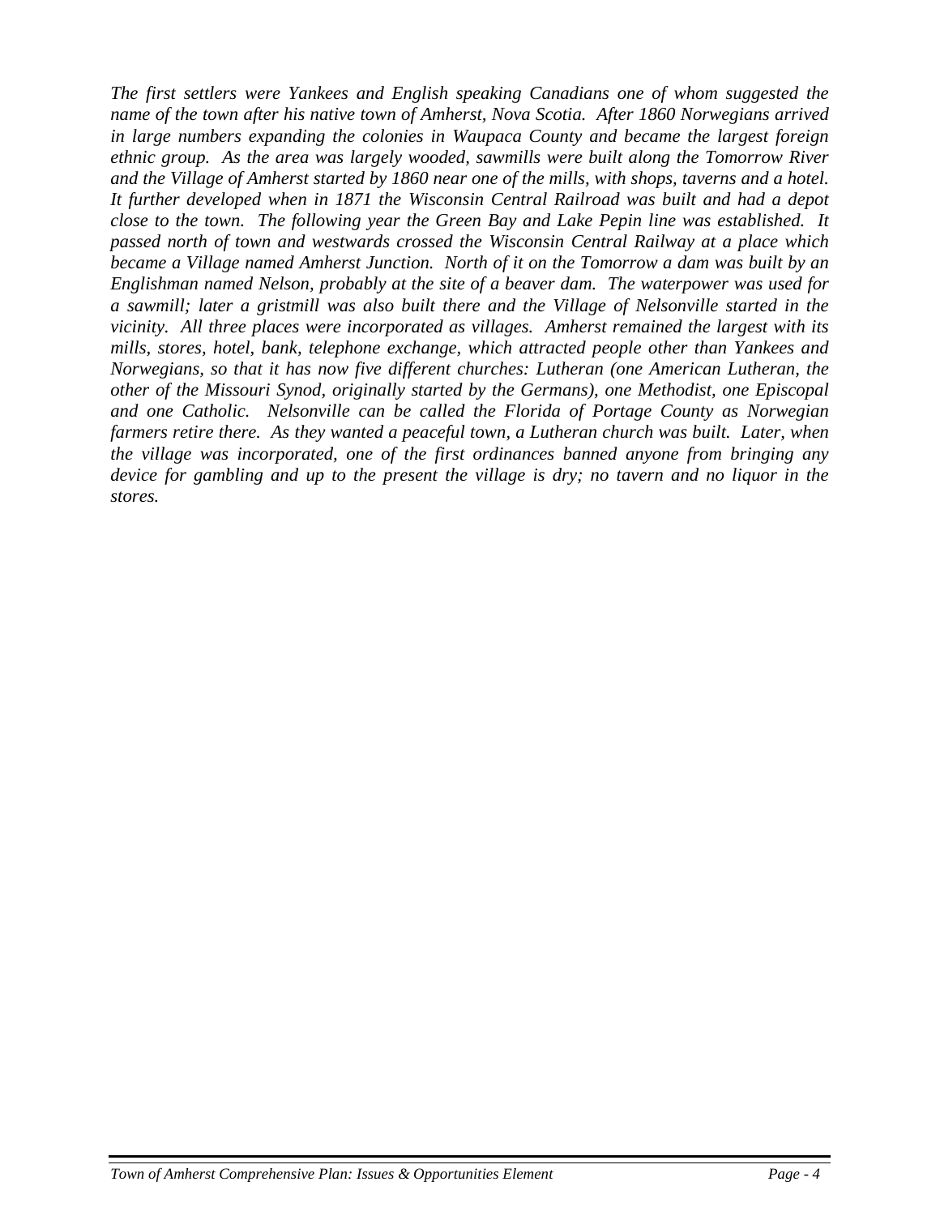*The first settlers were Yankees and English speaking Canadians one of whom suggested the name of the town after his native town of Amherst, Nova Scotia. After 1860 Norwegians arrived in large numbers expanding the colonies in Waupaca County and became the largest foreign ethnic group. As the area was largely wooded, sawmills were built along the Tomorrow River and the Village of Amherst started by 1860 near one of the mills, with shops, taverns and a hotel. It further developed when in 1871 the Wisconsin Central Railroad was built and had a depot close to the town. The following year the Green Bay and Lake Pepin line was established. It passed north of town and westwards crossed the Wisconsin Central Railway at a place which became a Village named Amherst Junction. North of it on the Tomorrow a dam was built by an Englishman named Nelson, probably at the site of a beaver dam. The waterpower was used for a sawmill; later a gristmill was also built there and the Village of Nelsonville started in the vicinity. All three places were incorporated as villages. Amherst remained the largest with its mills, stores, hotel, bank, telephone exchange, which attracted people other than Yankees and Norwegians, so that it has now five different churches: Lutheran (one American Lutheran, the other of the Missouri Synod, originally started by the Germans), one Methodist, one Episcopal and one Catholic. Nelsonville can be called the Florida of Portage County as Norwegian farmers retire there. As they wanted a peaceful town, a Lutheran church was built. Later, when the village was incorporated, one of the first ordinances banned anyone from bringing any device for gambling and up to the present the village is dry; no tavern and no liquor in the stores.*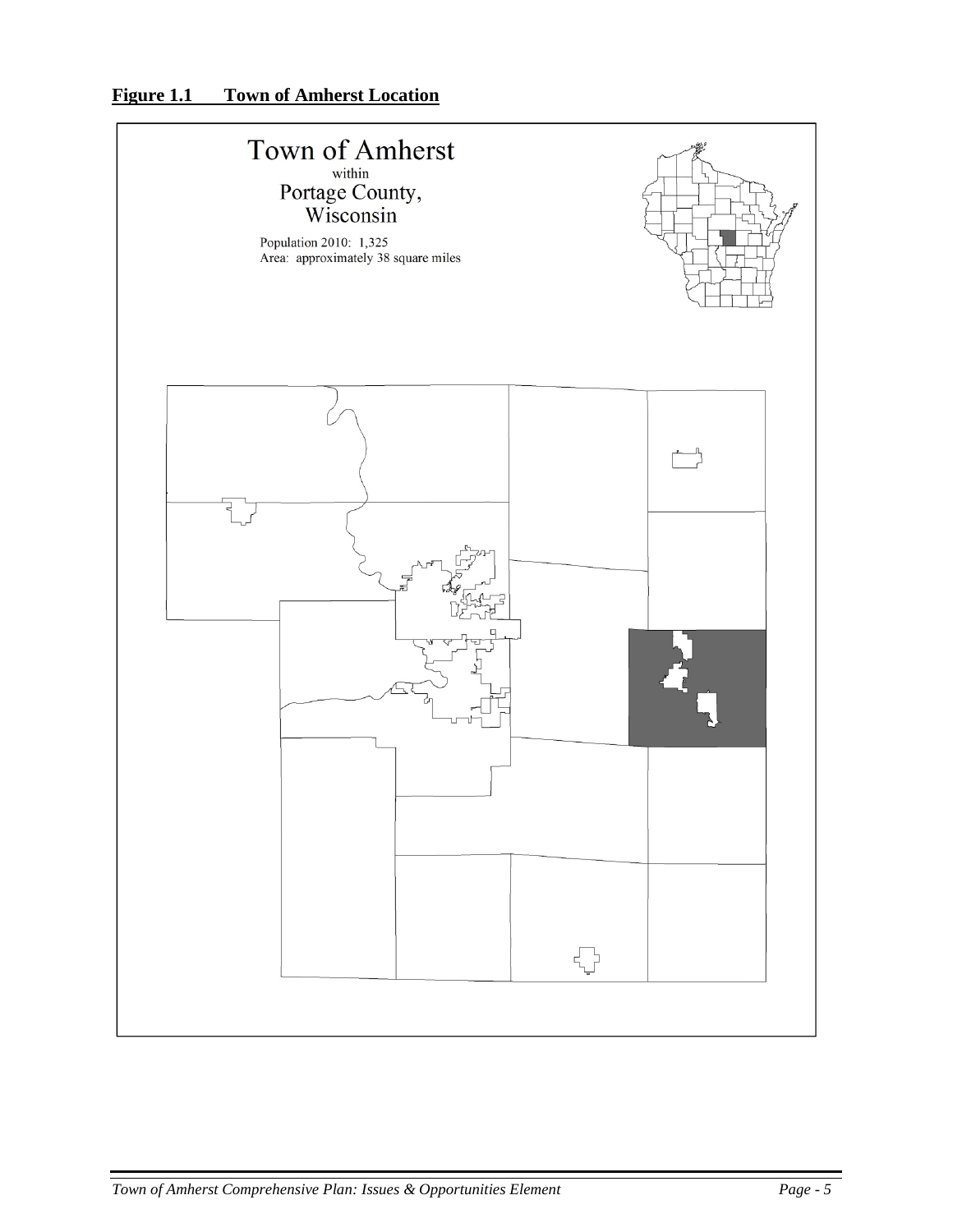**Figure 1.1 Town of Amherst Location**

Town of Amherst
within
Portage County,
Wisconsin

Population 2010: 1,325
Area: approximately 38 square miles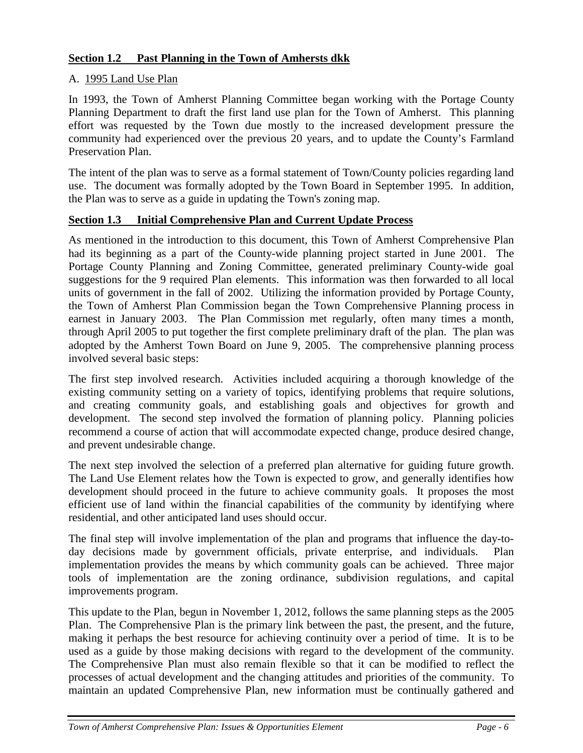## Section 1.2 Past Planning in the Town of Amhersts dkk

### A. 1995 Land Use Plan

In 1993, the Town of Amherst Planning Committee began working with the Portage County Planning Department to draft the first land use plan for the Town of Amherst. This planning effort was requested by the Town due mostly to the increased development pressure the community had experienced over the previous 20 years, and to update the County's Farmland Preservation Plan.

The intent of the plan was to serve as a formal statement of Town/County policies regarding land use. The document was formally adopted by the Town Board in September 1995. In addition, the Plan was to serve as a guide in updating the Town's zoning map.

## Section 1.3 Initial Comprehensive Plan and Current Update Process

As mentioned in the introduction to this document, this Town of Amherst Comprehensive Plan had its beginning as a part of the County-wide planning project started in June 2001. The Portage County Planning and Zoning Committee, generated preliminary County-wide goal suggestions for the 9 required Plan elements. This information was then forwarded to all local units of government in the fall of 2002. Utilizing the information provided by Portage County, the Town of Amherst Plan Commission began the Town Comprehensive Planning process in earnest in January 2003. The Plan Commission met regularly, often many times a month, through April 2005 to put together the first complete preliminary draft of the plan. The plan was adopted by the Amherst Town Board on June 9, 2005. The comprehensive planning process involved several basic steps:

The first step involved research. Activities included acquiring a thorough knowledge of the existing community setting on a variety of topics, identifying problems that require solutions, and creating community goals, and establishing goals and objectives for growth and development. The second step involved the formation of planning policy. Planning policies recommend a course of action that will accommodate expected change, produce desired change, and prevent undesirable change.

The next step involved the selection of a preferred plan alternative for guiding future growth. The Land Use Element relates how the Town is expected to grow, and generally identifies how development should proceed in the future to achieve community goals. It proposes the most efficient use of land within the financial capabilities of the community by identifying where residential, and other anticipated land uses should occur.

The final step will involve implementation of the plan and programs that influence the day-to-day decisions made by government officials, private enterprise, and individuals. Plan implementation provides the means by which community goals can be achieved. Three major tools of implementation are the zoning ordinance, subdivision regulations, and capital improvements program.

This update to the Plan, begun in November 1, 2012, follows the same planning steps as the 2005 Plan. The Comprehensive Plan is the primary link between the past, the present, and the future, making it perhaps the best resource for achieving continuity over a period of time. It is to be used as a guide by those making decisions with regard to the development of the community. The Comprehensive Plan must also remain flexible so that it can be modified to reflect the processes of actual development and the changing attitudes and priorities of the community. To maintain an updated Comprehensive Plan, new information must be continually gathered and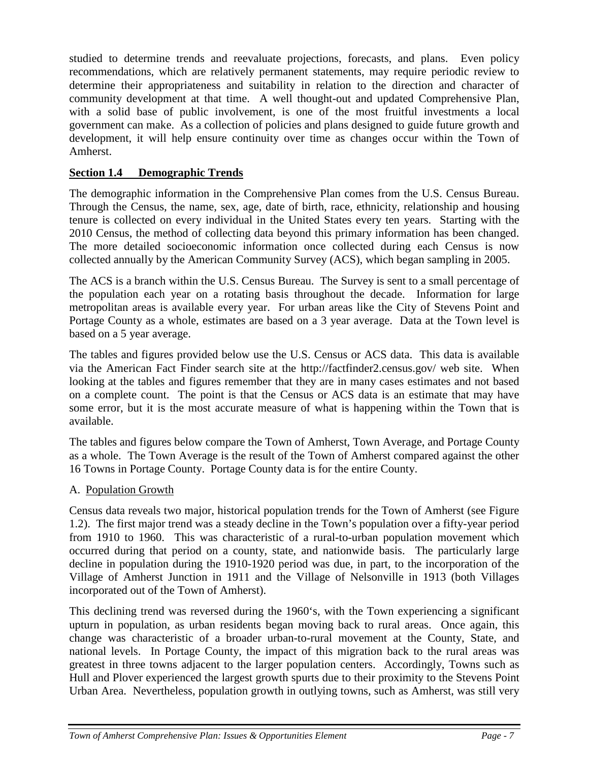studied to determine trends and reevaluate projections, forecasts, and plans. Even policy recommendations, which are relatively permanent statements, may require periodic review to determine their appropriateness and suitability in relation to the direction and character of community development at that time. A well thought-out and updated Comprehensive Plan, with a solid base of public involvement, is one of the most fruitful investments a local government can make. As a collection of policies and plans designed to guide future growth and development, it will help ensure continuity over time as changes occur within the Town of Amherst.

## Section 1.4 Demographic Trends

The demographic information in the Comprehensive Plan comes from the U.S. Census Bureau. Through the Census, the name, sex, age, date of birth, race, ethnicity, relationship and housing tenure is collected on every individual in the United States every ten years. Starting with the 2010 Census, the method of collecting data beyond this primary information has been changed. The more detailed socioeconomic information once collected during each Census is now collected annually by the American Community Survey (ACS), which began sampling in 2005.

The ACS is a branch within the U.S. Census Bureau. The Survey is sent to a small percentage of the population each year on a rotating basis throughout the decade. Information for large metropolitan areas is available every year. For urban areas like the City of Stevens Point and Portage County as a whole, estimates are based on a 3 year average. Data at the Town level is based on a 5 year average.

The tables and figures provided below use the U.S. Census or ACS data. This data is available via the American Fact Finder search site at the http://factfinder2.census.gov/ web site. When looking at the tables and figures remember that they are in many cases estimates and not based on a complete count. The point is that the Census or ACS data is an estimate that may have some error, but it is the most accurate measure of what is happening within the Town that is available.

The tables and figures below compare the Town of Amherst, Town Average, and Portage County as a whole. The Town Average is the result of the Town of Amherst compared against the other 16 Towns in Portage County. Portage County data is for the entire County.

### A. Population Growth

Census data reveals two major, historical population trends for the Town of Amherst (see Figure 1.2). The first major trend was a steady decline in the Town's population over a fifty-year period from 1910 to 1960. This was characteristic of a rural-to-urban population movement which occurred during that period on a county, state, and nationwide basis. The particularly large decline in population during the 1910-1920 period was due, in part, to the incorporation of the Village of Amherst Junction in 1911 and the Village of Nelsonville in 1913 (both Villages incorporated out of the Town of Amherst).

This declining trend was reversed during the 1960's, with the Town experiencing a significant upturn in population, as urban residents began moving back to rural areas. Once again, this change was characteristic of a broader urban-to-rural movement at the County, State, and national levels. In Portage County, the impact of this migration back to the rural areas was greatest in three towns adjacent to the larger population centers. Accordingly, Towns such as Hull and Plover experienced the largest growth spurts due to their proximity to the Stevens Point Urban Area. Nevertheless, population growth in outlying towns, such as Amherst, was still very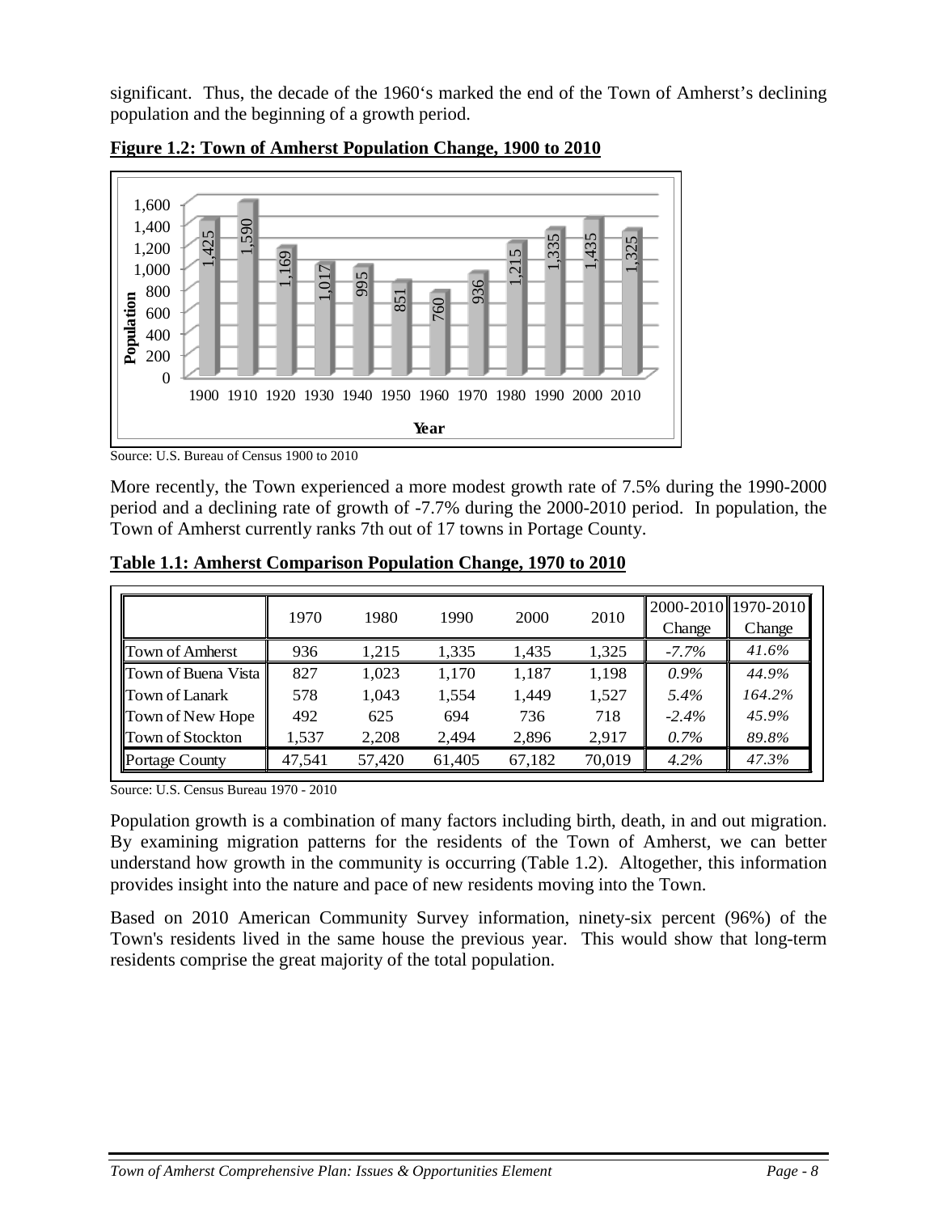significant. Thus, the decade of the 1960's marked the end of the Town of Amherst's declining population and the beginning of a growth period.

**Figure 1.2: Town of Amherst Population Change, 1900 to 2010**

| Year | Population |
|---|---|
| 1900 | 1,425 |
| 1910 | 1,590 |
| 1920 | 1,169 |
| 1930 | 1,017 |
| 1940 | 995 |
| 1950 | 851 |
| 1960 | 760 |
| 1970 | 936 |
| 1980 | 1,215 |
| 1990 | 1,335 |
| 2000 | 1,435 |
| 2010 | 1,325 |

Source: U.S. Bureau of Census 1900 to 2010

More recently, the Town experienced a more modest growth rate of 7.5% during the 1990-2000 period and a declining rate of growth of -7.7% during the 2000-2010 period. In population, the Town of Amherst currently ranks 7th out of 17 towns in Portage County.

**Table 1.1: Amherst Comparison Population Change, 1970 to 2010**

| | 1970 | 1980 | 1990 | 2000 | 2010 | 2000-2010 Change | 1970-2010 Change |
|---|---|---|---|---|---|---|---|
| Town of Amherst | 936 | 1,215 | 1,335 | 1,435 | 1,325 | *-7.7%* | *41.6%* |
| Town of Buena Vista | 827 | 1,023 | 1,170 | 1,187 | 1,198 | *0.9%* | *44.9%* |
| Town of Lanark | 578 | 1,043 | 1,554 | 1,449 | 1,527 | *5.4%* | *164.2%* |
| Town of New Hope | 492 | 625 | 694 | 736 | 718 | *-2.4%* | *45.9%* |
| Town of Stockton | 1,537 | 2,208 | 2,494 | 2,896 | 2,917 | *0.7%* | *89.8%* |
| Portage County | 47,541 | 57,420 | 61,405 | 67,182 | 70,019 | *4.2%* | *47.3%* |

Source: U.S. Census Bureau 1970 - 2010

Population growth is a combination of many factors including birth, death, in and out migration. By examining migration patterns for the residents of the Town of Amherst, we can better understand how growth in the community is occurring (Table 1.2). Altogether, this information provides insight into the nature and pace of new residents moving into the Town.

Based on 2010 American Community Survey information, ninety-six percent (96%) of the Town's residents lived in the same house the previous year. This would show that long-term residents comprise the great majority of the total population.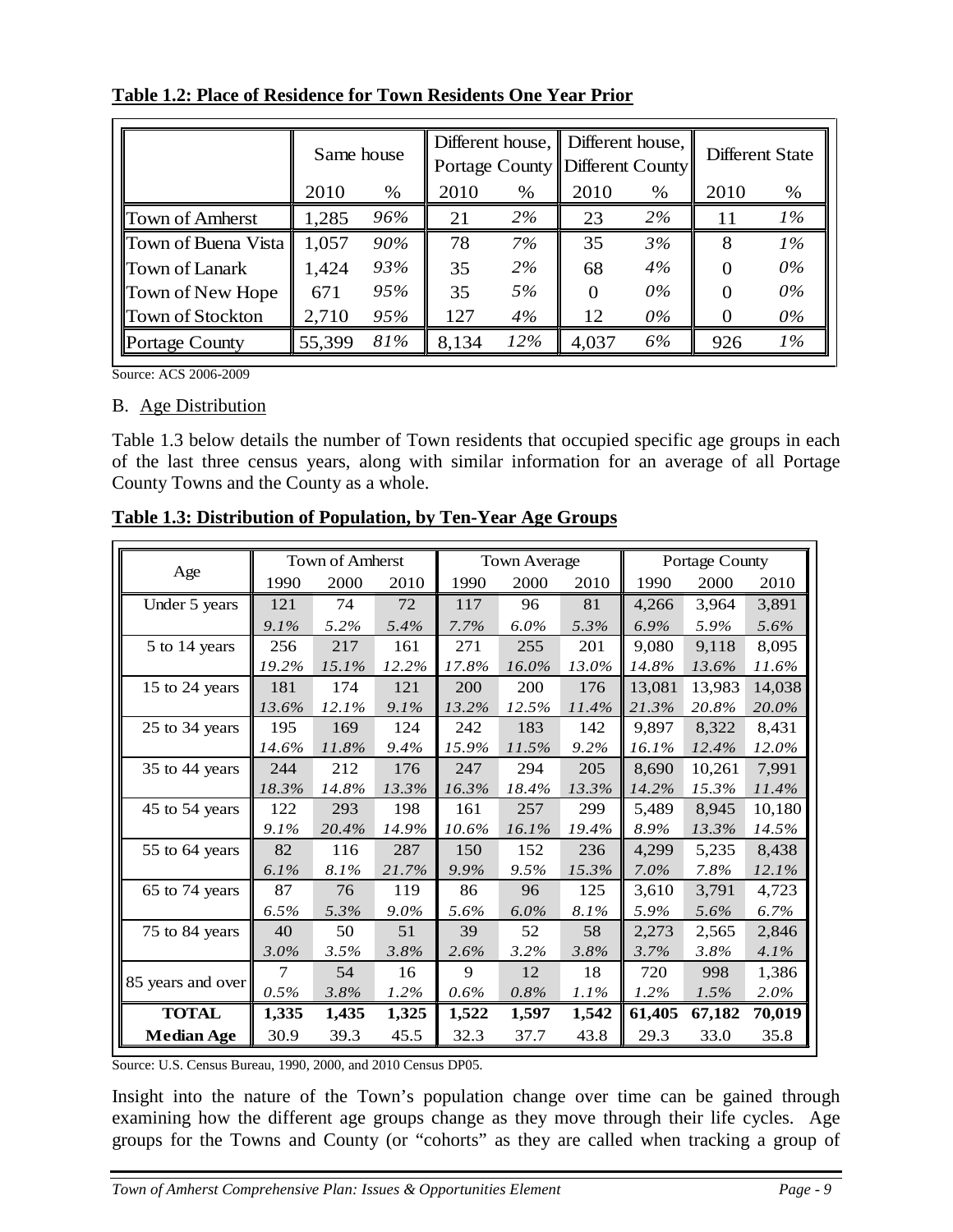**Table 1.2: Place of Residence for Town Residents One Year Prior**

| | Same house | | Different house, Portage County | | Different house, Different County | | Different State | |
|---|---|---|---|---|---|---|---|---|
| | 2010 | % | 2010 | % | 2010 | % | 2010 | % |
| Town of Amherst | 1,285 | *96%* | 21 | *2%* | 23 | *2%* | 11 | *1%* |
| Town of Buena Vista | 1,057 | *90%* | 78 | *7%* | 35 | *3%* | 8 | *1%* |
| Town of Lanark | 1,424 | *93%* | 35 | *2%* | 68 | *4%* | 0 | *0%* |
| Town of New Hope | 671 | *95%* | 35 | *5%* | 0 | *0%* | 0 | *0%* |
| Town of Stockton | 2,710 | *95%* | 127 | *4%* | 12 | *0%* | 0 | *0%* |
| Portage County | 55,399 | *81%* | 8,134 | *12%* | 4,037 | *6%* | 926 | *1%* |

Source: ACS 2006-2009

B. Age Distribution

Table 1.3 below details the number of Town residents that occupied specific age groups in each of the last three census years, along with similar information for an average of all Portage County Towns and the County as a whole.

**Table 1.3: Distribution of Population, by Ten-Year Age Groups**

| Age | Town of Amherst | | | Town Average | | | Portage County | | |
|---|---|---|---|---|---|---|---|---|---|
| | 1990 | 2000 | 2010 | 1990 | 2000 | 2010 | 1990 | 2000 | 2010 |
| Under 5 years | 121 | 74 | 72 | 117 | 96 | 81 | 4,266 | 3,964 | 3,891 |
| | *9.1%* | *5.2%* | *5.4%* | *7.7%* | *6.0%* | *5.3%* | *6.9%* | *5.9%* | *5.6%* |
| 5 to 14 years | 256 | 217 | 161 | 271 | 255 | 201 | 9,080 | 9,118 | 8,095 |
| | *19.2%* | *15.1%* | *12.2%* | *17.8%* | *16.0%* | *13.0%* | *14.8%* | *13.6%* | *11.6%* |
| 15 to 24 years | 181 | 174 | 121 | 200 | 200 | 176 | 13,081 | 13,983 | 14,038 |
| | *13.6%* | *12.1%* | *9.1%* | *13.2%* | *12.5%* | *11.4%* | *21.3%* | *20.8%* | *20.0%* |
| 25 to 34 years | 195 | 169 | 124 | 242 | 183 | 142 | 9,897 | 8,322 | 8,431 |
| | *14.6%* | *11.8%* | *9.4%* | *15.9%* | *11.5%* | *9.2%* | *16.1%* | *12.4%* | *12.0%* |
| 35 to 44 years | 244 | 212 | 176 | 247 | 294 | 205 | 8,690 | 10,261 | 7,991 |
| | *18.3%* | *14.8%* | *13.3%* | *16.3%* | *18.4%* | *13.3%* | *14.2%* | *15.3%* | *11.4%* |
| 45 to 54 years | 122 | 293 | 198 | 161 | 257 | 299 | 5,489 | 8,945 | 10,180 |
| | *9.1%* | *20.4%* | *14.9%* | *10.6%* | *16.1%* | *19.4%* | *8.9%* | *13.3%* | *14.5%* |
| 55 to 64 years | 82 | 116 | 287 | 150 | 152 | 236 | 4,299 | 5,235 | 8,438 |
| | *6.1%* | *8.1%* | *21.7%* | *9.9%* | *9.5%* | *15.3%* | *7.0%* | *7.8%* | *12.1%* |
| 65 to 74 years | 87 | 76 | 119 | 86 | 96 | 125 | 3,610 | 3,791 | 4,723 |
| | *6.5%* | *5.3%* | *9.0%* | *5.6%* | *6.0%* | *8.1%* | *5.9%* | *5.6%* | *6.7%* |
| 75 to 84 years | 40 | 50 | 51 | 39 | 52 | 58 | 2,273 | 2,565 | 2,846 |
| | *3.0%* | *3.5%* | *3.8%* | *2.6%* | *3.2%* | *3.8%* | *3.7%* | *3.8%* | *4.1%* |
| 85 years and over | 7 | 54 | 16 | 9 | 12 | 18 | 720 | 998 | 1,386 |
| | *0.5%* | *3.8%* | *1.2%* | *0.6%* | *0.8%* | *1.1%* | *1.2%* | *1.5%* | *2.0%* |
| **TOTAL** | **1,335** | **1,435** | **1,325** | **1,522** | **1,597** | **1,542** | **61,405** | **67,182** | **70,019** |
| **Median Age** | 30.9 | 39.3 | 45.5 | 32.3 | 37.7 | 43.8 | 29.3 | 33.0 | 35.8 |

Source: U.S. Census Bureau, 1990, 2000, and 2010 Census DP05.

Insight into the nature of the Town's population change over time can be gained through examining how the different age groups change as they move through their life cycles. Age groups for the Towns and County (or "cohorts" as they are called when tracking a group of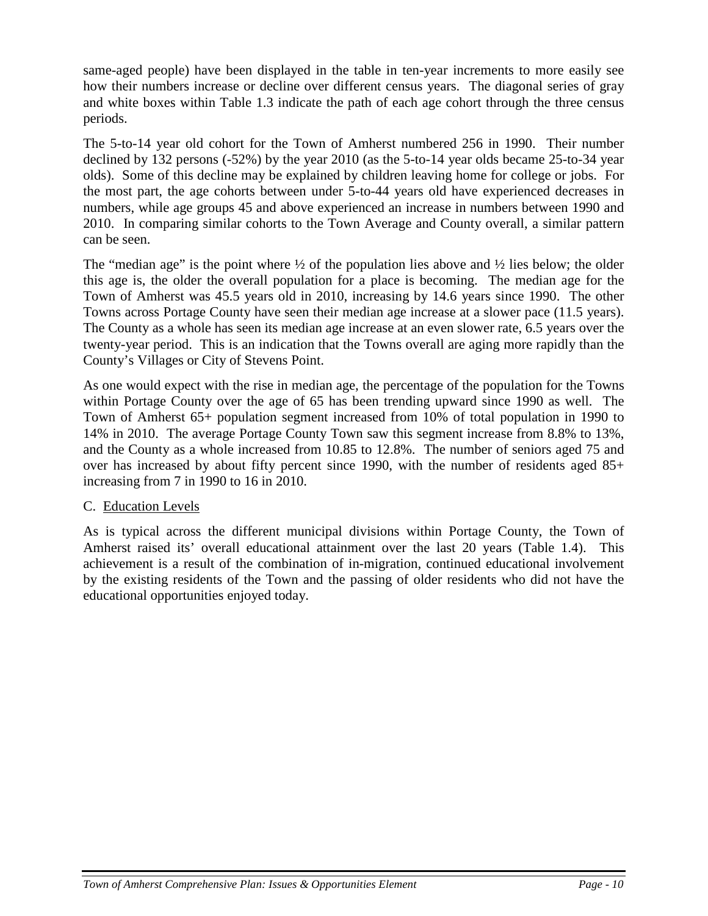same-aged people) have been displayed in the table in ten-year increments to more easily see how their numbers increase or decline over different census years. The diagonal series of gray and white boxes within Table 1.3 indicate the path of each age cohort through the three census periods.

The 5-to-14 year old cohort for the Town of Amherst numbered 256 in 1990. Their number declined by 132 persons (-52%) by the year 2010 (as the 5-to-14 year olds became 25-to-34 year olds). Some of this decline may be explained by children leaving home for college or jobs. For the most part, the age cohorts between under 5-to-44 years old have experienced decreases in numbers, while age groups 45 and above experienced an increase in numbers between 1990 and 2010. In comparing similar cohorts to the Town Average and County overall, a similar pattern can be seen.

The "median age" is the point where ½ of the population lies above and ½ lies below; the older this age is, the older the overall population for a place is becoming. The median age for the Town of Amherst was 45.5 years old in 2010, increasing by 14.6 years since 1990. The other Towns across Portage County have seen their median age increase at a slower pace (11.5 years). The County as a whole has seen its median age increase at an even slower rate, 6.5 years over the twenty-year period. This is an indication that the Towns overall are aging more rapidly than the County's Villages or City of Stevens Point.

As one would expect with the rise in median age, the percentage of the population for the Towns within Portage County over the age of 65 has been trending upward since 1990 as well. The Town of Amherst 65+ population segment increased from 10% of total population in 1990 to 14% in 2010. The average Portage County Town saw this segment increase from 8.8% to 13%, and the County as a whole increased from 10.85 to 12.8%. The number of seniors aged 75 and over has increased by about fifty percent since 1990, with the number of residents aged 85+ increasing from 7 in 1990 to 16 in 2010.

C. Education Levels

As is typical across the different municipal divisions within Portage County, the Town of Amherst raised its' overall educational attainment over the last 20 years (Table 1.4). This achievement is a result of the combination of in-migration, continued educational involvement by the existing residents of the Town and the passing of older residents who did not have the educational opportunities enjoyed today.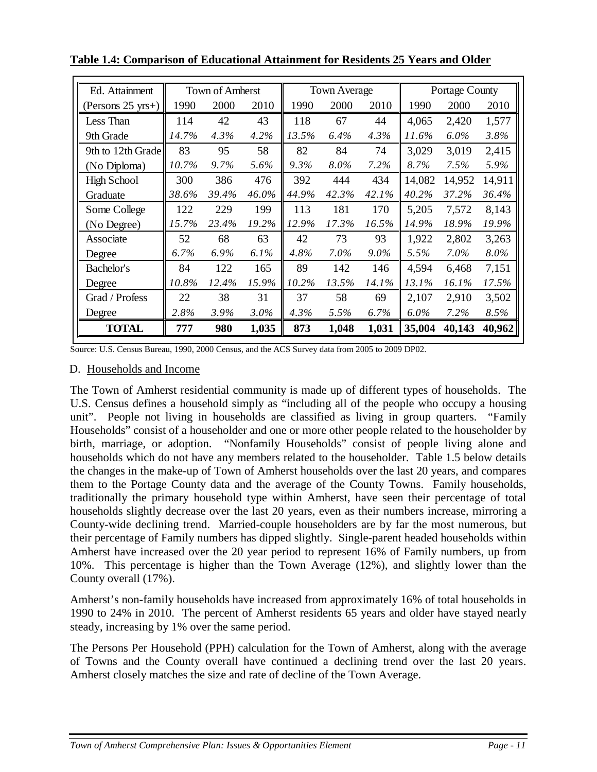**Table 1.4: Comparison of Educational Attainment for Residents 25 Years and Older**

| Ed. Attainment | Town of Amherst | | | Town Average | | | Portage County | | |
|---|---|---|---|---|---|---|---|---|---|
| (Persons 25 yrs+) | 1990 | 2000 | 2010 | 1990 | 2000 | 2010 | 1990 | 2000 | 2010 |
| Less Than | 114 | 42 | 43 | 118 | 67 | 44 | 4,065 | 2,420 | 1,577 |
| 9th Grade | *14.7%* | *4.3%* | *4.2%* | *13.5%* | *6.4%* | *4.3%* | *11.6%* | *6.0%* | *3.8%* |
| 9th to 12th Grade | 83 | 95 | 58 | 82 | 84 | 74 | 3,029 | 3,019 | 2,415 |
| (No Diploma) | *10.7%* | *9.7%* | *5.6%* | *9.3%* | *8.0%* | *7.2%* | *8.7%* | *7.5%* | *5.9%* |
| High School | 300 | 386 | 476 | 392 | 444 | 434 | 14,082 | 14,952 | 14,911 |
| Graduate | *38.6%* | *39.4%* | *46.0%* | *44.9%* | *42.3%* | *42.1%* | *40.2%* | *37.2%* | *36.4%* |
| Some College | 122 | 229 | 199 | 113 | 181 | 170 | 5,205 | 7,572 | 8,143 |
| (No Degree) | *15.7%* | *23.4%* | *19.2%* | *12.9%* | *17.3%* | *16.5%* | *14.9%* | *18.9%* | *19.9%* |
| Associate | 52 | 68 | 63 | 42 | 73 | 93 | 1,922 | 2,802 | 3,263 |
| Degree | *6.7%* | *6.9%* | *6.1%* | *4.8%* | *7.0%* | *9.0%* | *5.5%* | *7.0%* | *8.0%* |
| Bachelor's | 84 | 122 | 165 | 89 | 142 | 146 | 4,594 | 6,468 | 7,151 |
| Degree | *10.8%* | *12.4%* | *15.9%* | *10.2%* | *13.5%* | *14.1%* | *13.1%* | *16.1%* | *17.5%* |
| Grad / Profess | 22 | 38 | 31 | 37 | 58 | 69 | 2,107 | 2,910 | 3,502 |
| Degree | *2.8%* | *3.9%* | *3.0%* | *4.3%* | *5.5%* | *6.7%* | *6.0%* | *7.2%* | *8.5%* |
| **TOTAL** | **777** | **980** | **1,035** | **873** | **1,048** | **1,031** | **35,004** | **40,143** | **40,962** |

Source: U.S. Census Bureau, 1990, 2000 Census, and the ACS Survey data from 2005 to 2009 DP02.

## D. Households and Income

The Town of Amherst residential community is made up of different types of households. The U.S. Census defines a household simply as "including all of the people who occupy a housing unit". People not living in households are classified as living in group quarters. "Family Households" consist of a householder and one or more other people related to the householder by birth, marriage, or adoption. "Nonfamily Households" consist of people living alone and households which do not have any members related to the householder. Table 1.5 below details the changes in the make-up of Town of Amherst households over the last 20 years, and compares them to the Portage County data and the average of the County Towns. Family households, traditionally the primary household type within Amherst, have seen their percentage of total households slightly decrease over the last 20 years, even as their numbers increase, mirroring a County-wide declining trend. Married-couple householders are by far the most numerous, but their percentage of Family numbers has dipped slightly. Single-parent headed households within Amherst have increased over the 20 year period to represent 16% of Family numbers, up from 10%. This percentage is higher than the Town Average (12%), and slightly lower than the County overall (17%).

Amherst's non-family households have increased from approximately 16% of total households in 1990 to 24% in 2010. The percent of Amherst residents 65 years and older have stayed nearly steady, increasing by 1% over the same period.

The Persons Per Household (PPH) calculation for the Town of Amherst, along with the average of Towns and the County overall have continued a declining trend over the last 20 years. Amherst closely matches the size and rate of decline of the Town Average.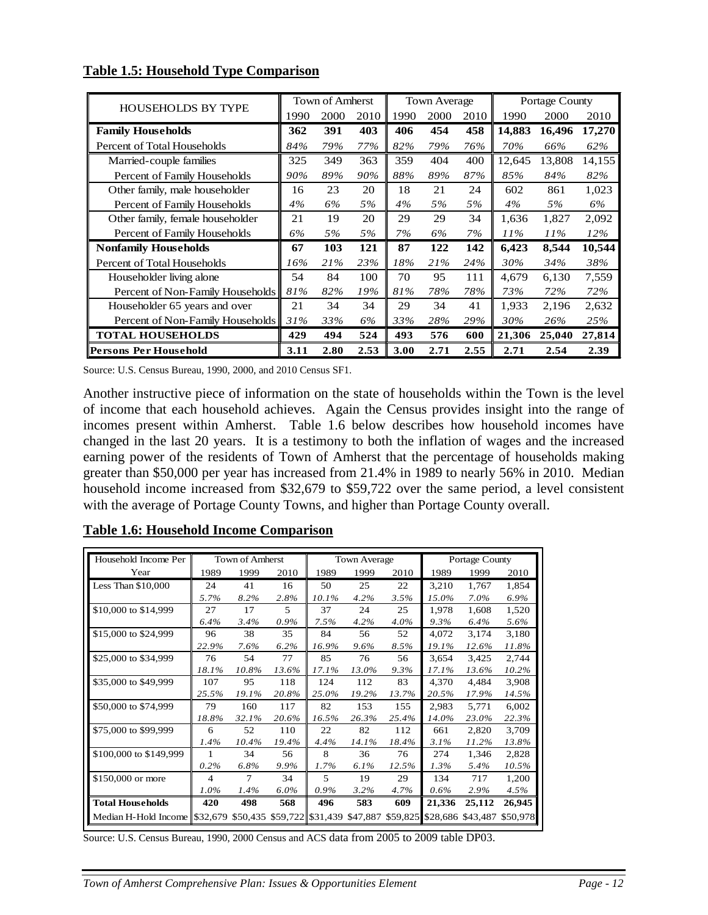**Table 1.5: Household Type Comparison**

| HOUSEHOLDS BY TYPE | Town of Amherst | | | Town Average | | | Portage County | | |
|---|---|---|---|---|---|---|---|---|---|
| | 1990 | 2000 | 2010 | 1990 | 2000 | 2010 | 1990 | 2000 | 2010 |
| **Family Households** | **362** | **391** | **403** | **406** | **454** | **458** | **14,883** | **16,496** | **17,270** |
| Percent of Total Households | *84%* | *79%* | *77%* | *82%* | *79%* | *76%* | *70%* | *66%* | *62%* |
| Married-couple families | 325 | 349 | 363 | 359 | 404 | 400 | 12,645 | 13,808 | 14,155 |
| Percent of Family Households | *90%* | *89%* | *90%* | *88%* | *89%* | *87%* | *85%* | *84%* | *82%* |
| Other family, male householder | 16 | 23 | 20 | 18 | 21 | 24 | 602 | 861 | 1,023 |
| Percent of Family Households | *4%* | *6%* | *5%* | *4%* | *5%* | *5%* | *4%* | *5%* | *6%* |
| Other family, female householder | 21 | 19 | 20 | 29 | 29 | 34 | 1,636 | 1,827 | 2,092 |
| Percent of Family Households | *6%* | *5%* | *5%* | *7%* | *6%* | *7%* | *11%* | *11%* | *12%* |
| **Nonfamily Households** | **67** | **103** | **121** | **87** | **122** | **142** | **6,423** | **8,544** | **10,544** |
| Percent of Total Households | *16%* | *21%* | *23%* | *18%* | *21%* | *24%* | *30%* | *34%* | *38%* |
| Householder living alone | 54 | 84 | 100 | 70 | 95 | 111 | 4,679 | 6,130 | 7,559 |
| Percent of Non-Family Households | *81%* | *82%* | *19%* | *81%* | *78%* | *78%* | *73%* | *72%* | *72%* |
| Householder 65 years and over | 21 | 34 | 34 | 29 | 34 | 41 | 1,933 | 2,196 | 2,632 |
| Percent of Non-Family Households | *31%* | *33%* | *6%* | *33%* | *28%* | *29%* | *30%* | *26%* | *25%* |
| **TOTAL HOUSEHOLDS** | **429** | **494** | **524** | **493** | **576** | **600** | **21,306** | **25,040** | **27,814** |
| **Persons Per Household** | **3.11** | **2.80** | **2.53** | **3.00** | **2.71** | **2.55** | **2.71** | **2.54** | **2.39** |

Source: U.S. Census Bureau, 1990, 2000, and 2010 Census SF1.

Another instructive piece of information on the state of households within the Town is the level of income that each household achieves. Again the Census provides insight into the range of incomes present within Amherst. Table 1.6 below describes how household incomes have changed in the last 20 years. It is a testimony to both the inflation of wages and the increased earning power of the residents of Town of Amherst that the percentage of households making greater than $50,000 per year has increased from 21.4% in 1989 to nearly 56% in 2010. Median household income increased from $32,679 to $59,722 over the same period, a level consistent with the average of Portage County Towns, and higher than Portage County overall.

**Table 1.6: Household Income Comparison**

| Household Income Per Year | Town of Amherst | | | Town Average | | | Portage County | | |
|---|---|---|---|---|---|---|---|---|---|
| | 1989 | 1999 | 2010 | 1989 | 1999 | 2010 | 1989 | 1999 | 2010 |
| Less Than $10,000 | 24 | 41 | 16 | 50 | 25 | 22 | 3,210 | 1,767 | 1,854 |
| | *5.7%* | *8.2%* | *2.8%* | *10.1%* | *4.2%* | *3.5%* | *15.0%* | *7.0%* | *6.9%* |
| $10,000 to $14,999 | 27 | 17 | 5 | 37 | 24 | 25 | 1,978 | 1,608 | 1,520 |
| | *6.4%* | *3.4%* | *0.9%* | *7.5%* | *4.2%* | *4.0%* | *9.3%* | *6.4%* | *5.6%* |
| $15,000 to $24,999 | 96 | 38 | 35 | 84 | 56 | 52 | 4,072 | 3,174 | 3,180 |
| | *22.9%* | *7.6%* | *6.2%* | *16.9%* | *9.6%* | *8.5%* | *19.1%* | *12.6%* | *11.8%* |
| $25,000 to $34,999 | 76 | 54 | 77 | 85 | 76 | 56 | 3,654 | 3,425 | 2,744 |
| | *18.1%* | *10.8%* | *13.6%* | *17.1%* | *13.0%* | *9.3%* | *17.1%* | *13.6%* | *10.2%* |
| $35,000 to $49,999 | 107 | 95 | 118 | 124 | 112 | 83 | 4,370 | 4,484 | 3,908 |
| | *25.5%* | *19.1%* | *20.8%* | *25.0%* | *19.2%* | *13.7%* | *20.5%* | *17.9%* | *14.5%* |
| $50,000 to $74,999 | 79 | 160 | 117 | 82 | 153 | 155 | 2,983 | 5,771 | 6,002 |
| | *18.8%* | *32.1%* | *20.6%* | *16.5%* | *26.3%* | *25.4%* | *14.0%* | *23.0%* | *22.3%* |
| $75,000 to $99,999 | 6 | 52 | 110 | 22 | 82 | 112 | 661 | 2,820 | 3,709 |
| | *1.4%* | *10.4%* | *19.4%* | *4.4%* | *14.1%* | *18.4%* | *3.1%* | *11.2%* | *13.8%* |
| $100,000 to $149,999 | 1 | 34 | 56 | 8 | 36 | 76 | 274 | 1,346 | 2,828 |
| | *0.2%* | *6.8%* | *9.9%* | *1.7%* | *6.1%* | *12.5%* | *1.3%* | *5.4%* | *10.5%* |
| $150,000 or more | 4 | 7 | 34 | 5 | 19 | 29 | 134 | 717 | 1,200 |
| | *1.0%* | *1.4%* | *6.0%* | *0.9%* | *3.2%* | *4.7%* | *0.6%* | *2.9%* | *4.5%* |
| **Total Households** | **420** | **498** | **568** | **496** | **583** | **609** | **21,336** | **25,112** | **26,945** |
| Median H-Hold Income | $32,679 | $50,435 | $59,722 | $31,439 | $47,887 | $59,825 | $28,686 | $43,487 | $50,978 |

Source: U.S. Census Bureau, 1990, 2000 Census and ACS data from 2005 to 2009 table DP03.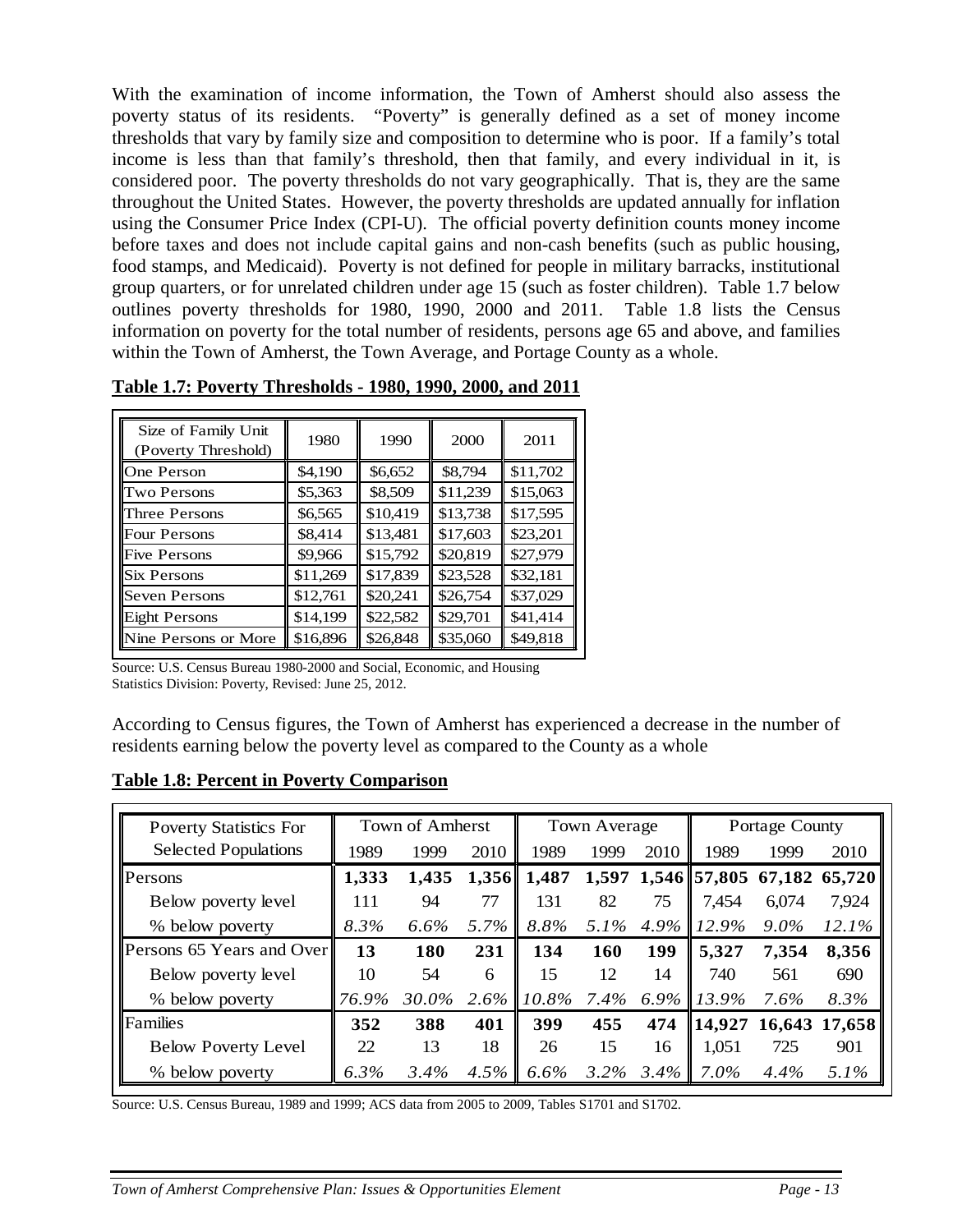With the examination of income information, the Town of Amherst should also assess the poverty status of its residents. "Poverty" is generally defined as a set of money income thresholds that vary by family size and composition to determine who is poor. If a family's total income is less than that family's threshold, then that family, and every individual in it, is considered poor. The poverty thresholds do not vary geographically. That is, they are the same throughout the United States. However, the poverty thresholds are updated annually for inflation using the Consumer Price Index (CPI-U). The official poverty definition counts money income before taxes and does not include capital gains and non-cash benefits (such as public housing, food stamps, and Medicaid). Poverty is not defined for people in military barracks, institutional group quarters, or for unrelated children under age 15 (such as foster children). Table 1.7 below outlines poverty thresholds for 1980, 1990, 2000 and 2011. Table 1.8 lists the Census information on poverty for the total number of residents, persons age 65 and above, and families within the Town of Amherst, the Town Average, and Portage County as a whole.

**Table 1.7: Poverty Thresholds - 1980, 1990, 2000, and 2011**

| Size of Family Unit (Poverty Threshold) | 1980 | 1990 | 2000 | 2011 |
|---|---|---|---|---|
| One Person | \$4,190 | \$6,652 | \$8,794 | \$11,702 |
| Two Persons | \$5,363 | \$8,509 | \$11,239 | \$15,063 |
| Three Persons | \$6,565 | \$10,419 | \$13,738 | \$17,595 |
| Four Persons | \$8,414 | \$13,481 | \$17,603 | \$23,201 |
| Five Persons | \$9,966 | \$15,792 | \$20,819 | \$27,979 |
| Six Persons | \$11,269 | \$17,839 | \$23,528 | \$32,181 |
| Seven Persons | \$12,761 | \$20,241 | \$26,754 | \$37,029 |
| Eight Persons | \$14,199 | \$22,582 | \$29,701 | \$41,414 |
| Nine Persons or More | \$16,896 | \$26,848 | \$35,060 | \$49,818 |

Source: U.S. Census Bureau 1980-2000 and Social, Economic, and Housing Statistics Division: Poverty, Revised: June 25, 2012.

According to Census figures, the Town of Amherst has experienced a decrease in the number of residents earning below the poverty level as compared to the County as a whole

**Table 1.8: Percent in Poverty Comparison**

| Poverty Statistics For Selected Populations | Town of Amherst | | | Town Average | | | Portage County | | |
|---|---|---|---|---|---|---|---|---|---|
| | 1989 | 1999 | 2010 | 1989 | 1999 | 2010 | 1989 | 1999 | 2010 |
| Persons | **1,333** | **1,435** | **1,356** | **1,487** | **1,597** | **1,546** | **57,805** | **67,182** | **65,720** |
| Below poverty level | 111 | 94 | 77 | 131 | 82 | 75 | 7,454 | 6,074 | 7,924 |
| % below poverty | *8.3%* | *6.6%* | *5.7%* | *8.8%* | *5.1%* | *4.9%* | *12.9%* | *9.0%* | *12.1%* |
| Persons 65 Years and Over | **13** | **180** | **231** | **134** | **160** | **199** | **5,327** | **7,354** | **8,356** |
| Below poverty level | 10 | 54 | 6 | 15 | 12 | 14 | 740 | 561 | 690 |
| % below poverty | *76.9%* | *30.0%* | *2.6%* | *10.8%* | *7.4%* | *6.9%* | *13.9%* | *7.6%* | *8.3%* |
| Families | **352** | **388** | **401** | **399** | **455** | **474** | **14,927** | **16,643** | **17,658** |
| Below Poverty Level | 22 | 13 | 18 | 26 | 15 | 16 | 1,051 | 725 | 901 |
| % below poverty | *6.3%* | *3.4%* | *4.5%* | *6.6%* | *3.2%* | *3.4%* | *7.0%* | *4.4%* | *5.1%* |

Source: U.S. Census Bureau, 1989 and 1999; ACS data from 2005 to 2009, Tables S1701 and S1702.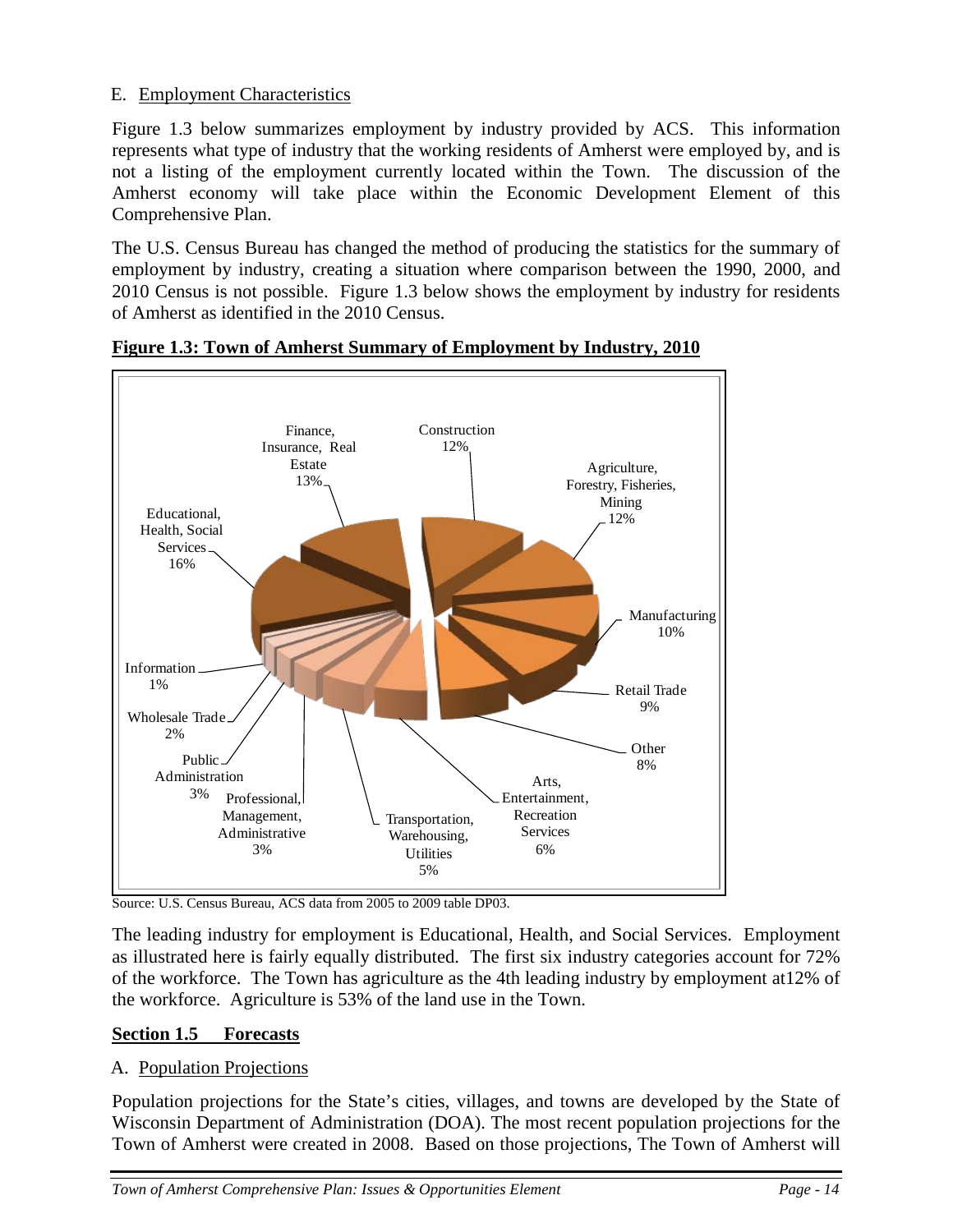E. Employment Characteristics

Figure 1.3 below summarizes employment by industry provided by ACS. This information represents what type of industry that the working residents of Amherst were employed by, and is not a listing of the employment currently located within the Town. The discussion of the Amherst economy will take place within the Economic Development Element of this Comprehensive Plan.

The U.S. Census Bureau has changed the method of producing the statistics for the summary of employment by industry, creating a situation where comparison between the 1990, 2000, and 2010 Census is not possible. Figure 1.3 below shows the employment by industry for residents of Amherst as identified in the 2010 Census.

**Figure 1.3: Town of Amherst Summary of Employment by Industry, 2010**

| Industry | Percent |
|---|---|
| Educational, Health, Social Services | 16% |
| Finance, Insurance, Real Estate | 13% |
| Construction | 12% |
| Agriculture, Forestry, Fisheries, Mining | 12% |
| Manufacturing | 10% |
| Retail Trade | 9% |
| Other | 8% |
| Arts, Entertainment, Recreation Services | 6% |
| Transportation, Warehousing, Utilities | 5% |
| Professional, Management, Administrative | 3% |
| Public Administration | 3% |
| Wholesale Trade | 2% |
| Information | 1% |

Source: U.S. Census Bureau, ACS data from 2005 to 2009 table DP03.

The leading industry for employment is Educational, Health, and Social Services. Employment as illustrated here is fairly equally distributed. The first six industry categories account for 72% of the workforce. The Town has agriculture as the 4th leading industry by employment at12% of the workforce. Agriculture is 53% of the land use in the Town.

## Section 1.5 Forecasts

A. Population Projections

Population projections for the State's cities, villages, and towns are developed by the State of Wisconsin Department of Administration (DOA). The most recent population projections for the Town of Amherst were created in 2008. Based on those projections, The Town of Amherst will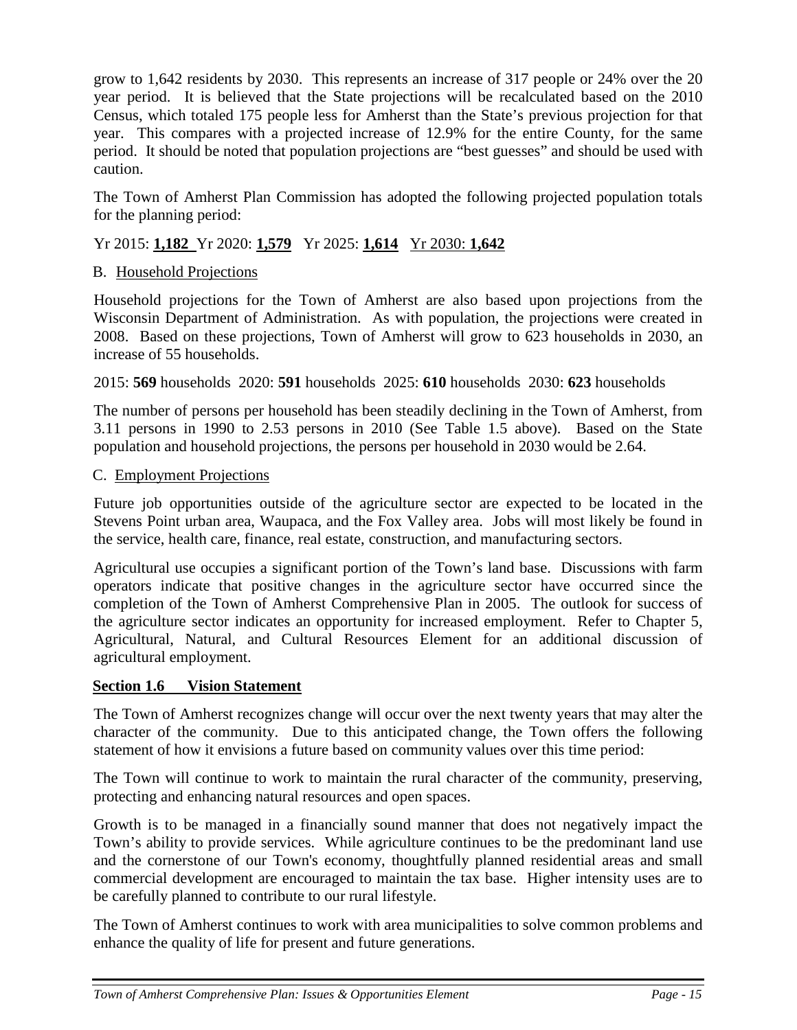grow to 1,642 residents by 2030. This represents an increase of 317 people or 24% over the 20 year period. It is believed that the State projections will be recalculated based on the 2010 Census, which totaled 175 people less for Amherst than the State's previous projection for that year. This compares with a projected increase of 12.9% for the entire County, for the same period. It should be noted that population projections are "best guesses" and should be used with caution.

The Town of Amherst Plan Commission has adopted the following projected population totals for the planning period:

Yr 2015: **1,182** Yr 2020: **1,579** Yr 2025: **1,614** Yr 2030: **1,642**

B. Household Projections

Household projections for the Town of Amherst are also based upon projections from the Wisconsin Department of Administration. As with population, the projections were created in 2008. Based on these projections, Town of Amherst will grow to 623 households in 2030, an increase of 55 households.

2015: **569** households 2020: **591** households 2025: **610** households 2030: **623** households

The number of persons per household has been steadily declining in the Town of Amherst, from 3.11 persons in 1990 to 2.53 persons in 2010 (See Table 1.5 above). Based on the State population and household projections, the persons per household in 2030 would be 2.64.

C. Employment Projections

Future job opportunities outside of the agriculture sector are expected to be located in the Stevens Point urban area, Waupaca, and the Fox Valley area. Jobs will most likely be found in the service, health care, finance, real estate, construction, and manufacturing sectors.

Agricultural use occupies a significant portion of the Town's land base. Discussions with farm operators indicate that positive changes in the agriculture sector have occurred since the completion of the Town of Amherst Comprehensive Plan in 2005. The outlook for success of the agriculture sector indicates an opportunity for increased employment. Refer to Chapter 5, Agricultural, Natural, and Cultural Resources Element for an additional discussion of agricultural employment.

## Section 1.6 Vision Statement

The Town of Amherst recognizes change will occur over the next twenty years that may alter the character of the community. Due to this anticipated change, the Town offers the following statement of how it envisions a future based on community values over this time period:

The Town will continue to work to maintain the rural character of the community, preserving, protecting and enhancing natural resources and open spaces.

Growth is to be managed in a financially sound manner that does not negatively impact the Town's ability to provide services. While agriculture continues to be the predominant land use and the cornerstone of our Town's economy, thoughtfully planned residential areas and small commercial development are encouraged to maintain the tax base. Higher intensity uses are to be carefully planned to contribute to our rural lifestyle.

The Town of Amherst continues to work with area municipalities to solve common problems and enhance the quality of life for present and future generations.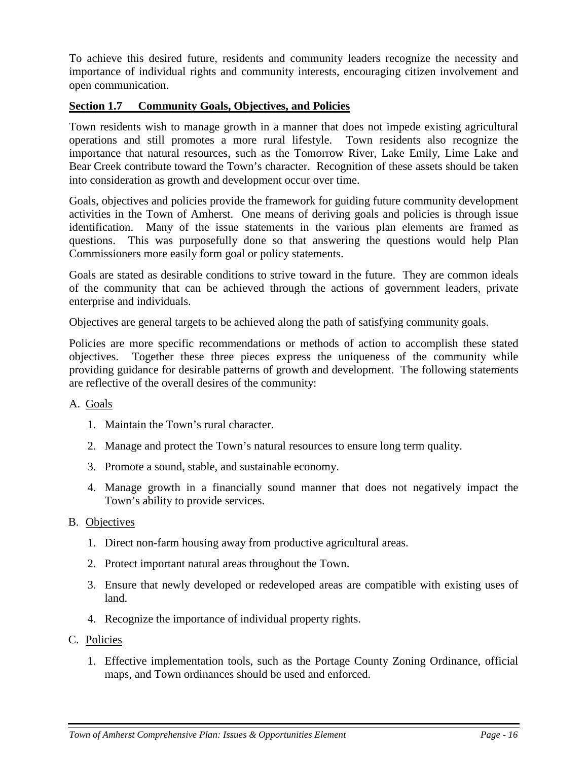To achieve this desired future, residents and community leaders recognize the necessity and importance of individual rights and community interests, encouraging citizen involvement and open communication.

## Section 1.7 Community Goals, Objectives, and Policies

Town residents wish to manage growth in a manner that does not impede existing agricultural operations and still promotes a more rural lifestyle. Town residents also recognize the importance that natural resources, such as the Tomorrow River, Lake Emily, Lime Lake and Bear Creek contribute toward the Town's character. Recognition of these assets should be taken into consideration as growth and development occur over time.

Goals, objectives and policies provide the framework for guiding future community development activities in the Town of Amherst. One means of deriving goals and policies is through issue identification. Many of the issue statements in the various plan elements are framed as questions. This was purposefully done so that answering the questions would help Plan Commissioners more easily form goal or policy statements.

Goals are stated as desirable conditions to strive toward in the future. They are common ideals of the community that can be achieved through the actions of government leaders, private enterprise and individuals.

Objectives are general targets to be achieved along the path of satisfying community goals.

Policies are more specific recommendations or methods of action to accomplish these stated objectives. Together these three pieces express the uniqueness of the community while providing guidance for desirable patterns of growth and development. The following statements are reflective of the overall desires of the community:

A. Goals

1. Maintain the Town's rural character.
2. Manage and protect the Town's natural resources to ensure long term quality.
3. Promote a sound, stable, and sustainable economy.
4. Manage growth in a financially sound manner that does not negatively impact the Town's ability to provide services.

B. Objectives

1. Direct non-farm housing away from productive agricultural areas.
2. Protect important natural areas throughout the Town.
3. Ensure that newly developed or redeveloped areas are compatible with existing uses of land.
4. Recognize the importance of individual property rights.

C. Policies

1. Effective implementation tools, such as the Portage County Zoning Ordinance, official maps, and Town ordinances should be used and enforced.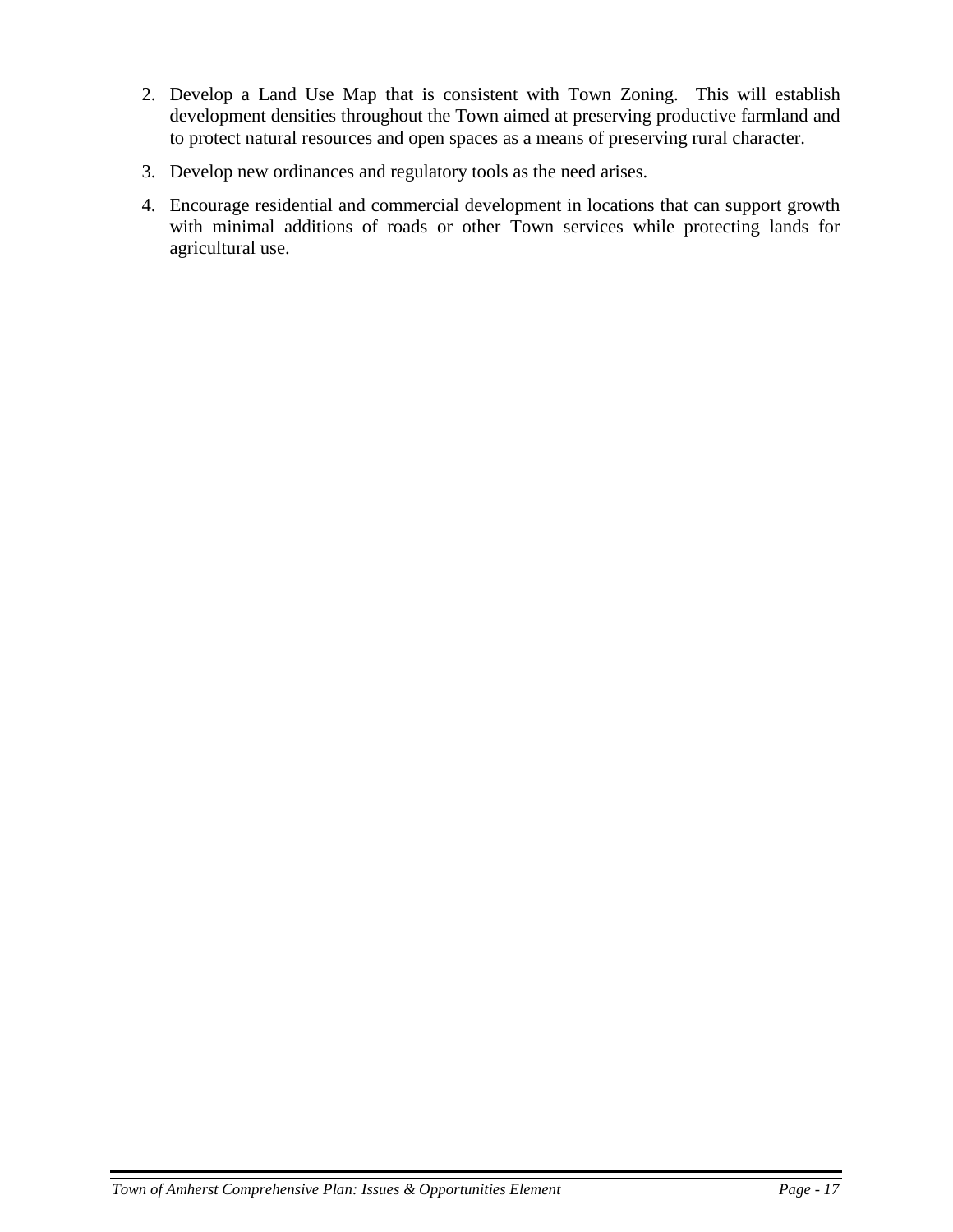2. Develop a Land Use Map that is consistent with Town Zoning. This will establish development densities throughout the Town aimed at preserving productive farmland and to protect natural resources and open spaces as a means of preserving rural character.
3. Develop new ordinances and regulatory tools as the need arises.
4. Encourage residential and commercial development in locations that can support growth with minimal additions of roads or other Town services while protecting lands for agricultural use.